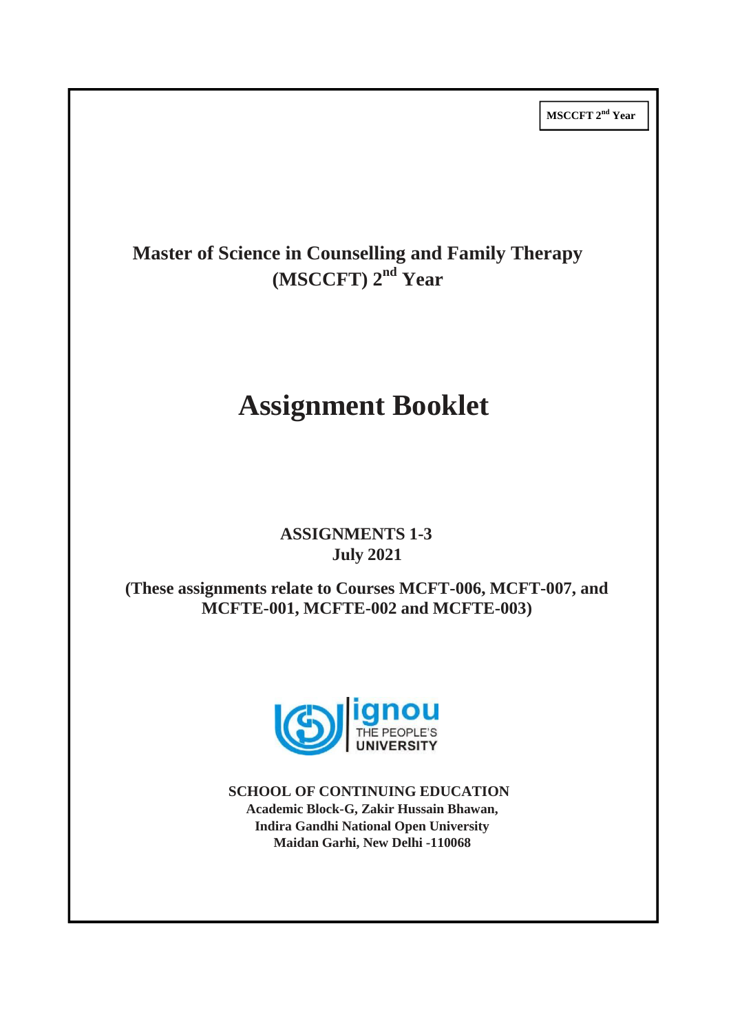MSCCFT 2nd Year

# Master of Science in Counselling and Family Therapy (MSCCFT) 2nd Year

# Assignment Booklet

**ASSIGNMENTS 1-3**
**July 2021**

**(These assignments relate to Courses MCFT-006, MCFT-007, and MCFTE-001, MCFTE-002 and MCFTE-003)**

ignou
THE PEOPLE'S UNIVERSITY

**SCHOOL OF CONTINUING EDUCATION**
**Academic Block-G, Zakir Hussain Bhawan,**
**Indira Gandhi National Open University**
**Maidan Garhi, New Delhi -110068**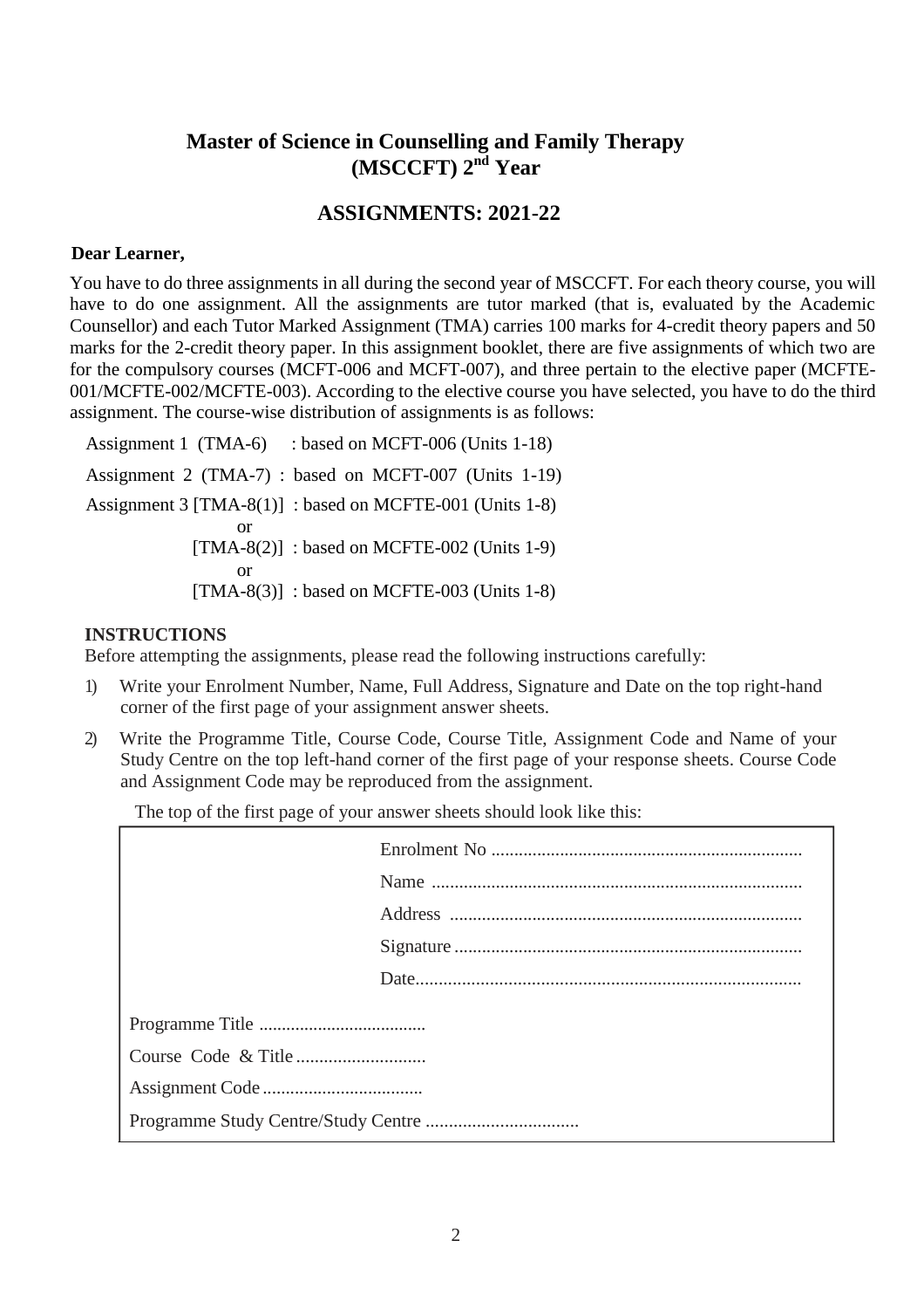# Master of Science in Counselling and Family Therapy (MSCCFT) 2nd Year

## ASSIGNMENTS: 2021-22

**Dear Learner,**

You have to do three assignments in all during the second year of MSCCFT. For each theory course, you will have to do one assignment. All the assignments are tutor marked (that is, evaluated by the Academic Counsellor) and each Tutor Marked Assignment (TMA) carries 100 marks for 4-credit theory papers and 50 marks for the 2-credit theory paper. In this assignment booklet, there are five assignments of which two are for the compulsory courses (MCFT-006 and MCFT-007), and three pertain to the elective paper (MCFTE-001/MCFTE-002/MCFTE-003). According to the elective course you have selected, you have to do the third assignment. The course-wise distribution of assignments is as follows:

Assignment 1 (TMA-6) : based on MCFT-006 (Units 1-18)

Assignment 2 (TMA-7) : based on MCFT-007 (Units 1-19)

Assignment 3 [TMA-8(1)] : based on MCFTE-001 (Units 1-8)

or

[TMA-8(2)] : based on MCFTE-002 (Units 1-9)

or

[TMA-8(3)] : based on MCFTE-003 (Units 1-8)

### INSTRUCTIONS

Before attempting the assignments, please read the following instructions carefully:

1) Write your Enrolment Number, Name, Full Address, Signature and Date on the top right-hand corner of the first page of your assignment answer sheets.
2) Write the Programme Title, Course Code, Course Title, Assignment Code and Name of your Study Centre on the top left-hand corner of the first page of your response sheets. Course Code and Assignment Code may be reproduced from the assignment.

The top of the first page of your answer sheets should look like this:

```
                                    Enrolment No ..................................
                                    Name ..........................................
                                    Address .......................................
                                    Signature .....................................
                                    Date ..........................................

Programme Title ....................................
Course Code & Title ............................
Assignment Code ..................................
Programme Study Centre/Study Centre ................................
```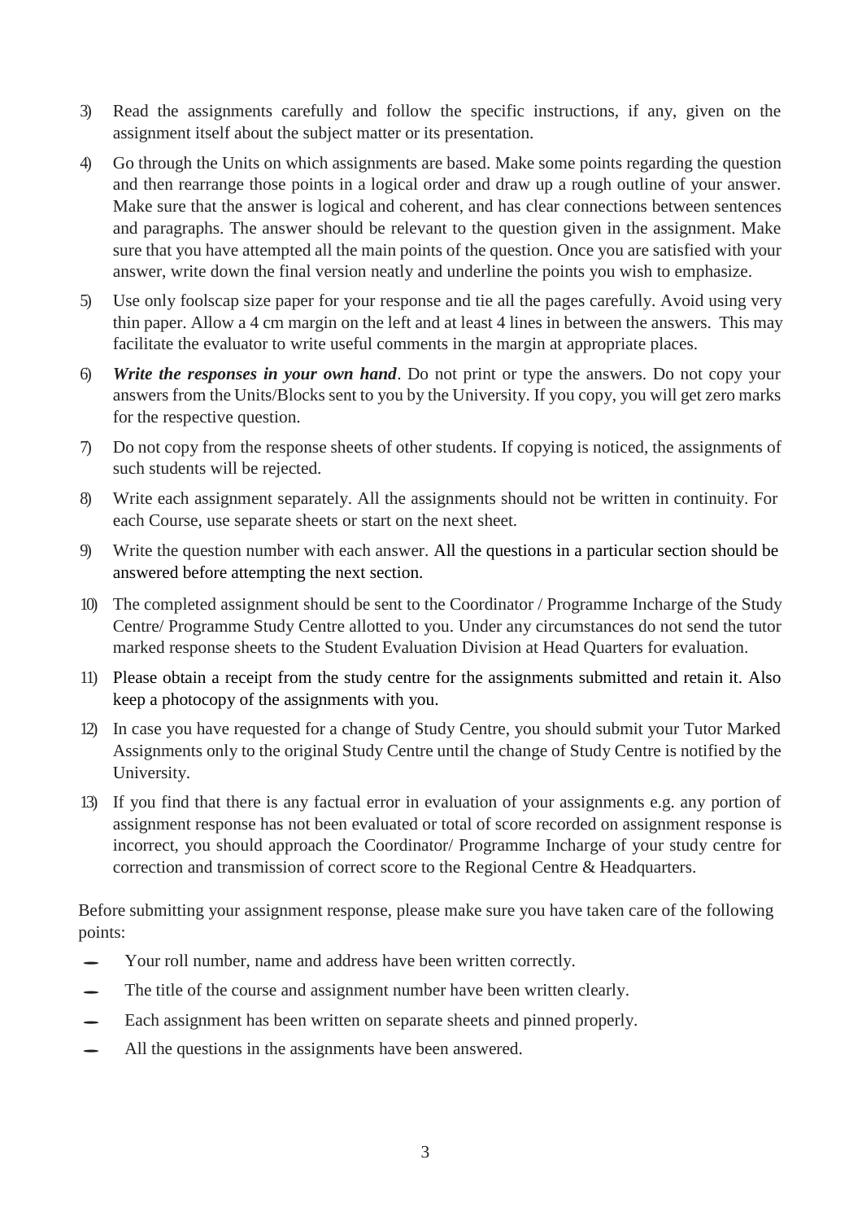3) Read the assignments carefully and follow the specific instructions, if any, given on the assignment itself about the subject matter or its presentation.

4) Go through the Units on which assignments are based. Make some points regarding the question and then rearrange those points in a logical order and draw up a rough outline of your answer. Make sure that the answer is logical and coherent, and has clear connections between sentences and paragraphs. The answer should be relevant to the question given in the assignment. Make sure that you have attempted all the main points of the question. Once you are satisfied with your answer, write down the final version neatly and underline the points you wish to emphasize.

5) Use only foolscap size paper for your response and tie all the pages carefully. Avoid using very thin paper. Allow a 4 cm margin on the left and at least 4 lines in between the answers. This may facilitate the evaluator to write useful comments in the margin at appropriate places.

6) ***Write the responses in your own hand***. Do not print or type the answers. Do not copy your answers from the Units/Blocks sent to you by the University. If you copy, you will get zero marks for the respective question.

7) Do not copy from the response sheets of other students. If copying is noticed, the assignments of such students will be rejected.

8) Write each assignment separately. All the assignments should not be written in continuity. For each Course, use separate sheets or start on the next sheet.

9) Write the question number with each answer. All the questions in a particular section should be answered before attempting the next section.

10) The completed assignment should be sent to the Coordinator / Programme Incharge of the Study Centre/ Programme Study Centre allotted to you. Under any circumstances do not send the tutor marked response sheets to the Student Evaluation Division at Head Quarters for evaluation.

11) Please obtain a receipt from the study centre for the assignments submitted and retain it. Also keep a photocopy of the assignments with you.

12) In case you have requested for a change of Study Centre, you should submit your Tutor Marked Assignments only to the original Study Centre until the change of Study Centre is notified by the University.

13) If you find that there is any factual error in evaluation of your assignments e.g. any portion of assignment response has not been evaluated or total of score recorded on assignment response is incorrect, you should approach the Coordinator/ Programme Incharge of your study centre for correction and transmission of correct score to the Regional Centre & Headquarters.

Before submitting your assignment response, please make sure you have taken care of the following points:

- Your roll number, name and address have been written correctly.
- The title of the course and assignment number have been written clearly.
- Each assignment has been written on separate sheets and pinned properly.
- All the questions in the assignments have been answered.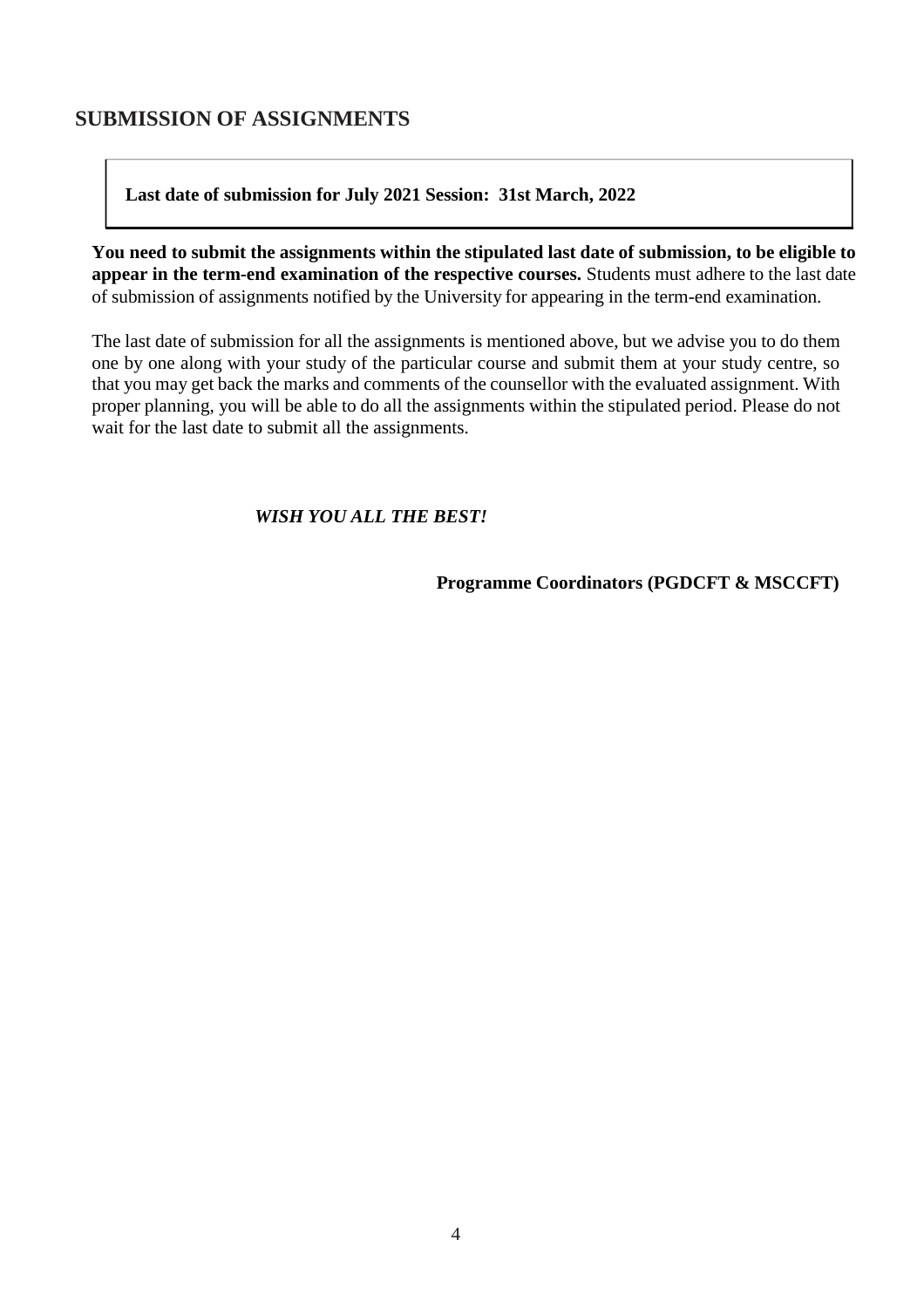## SUBMISSION OF ASSIGNMENTS

**Last date of submission for July 2021 Session: 31st March, 2022**

**You need to submit the assignments within the stipulated last date of submission, to be eligible to appear in the term-end examination of the respective courses.** Students must adhere to the last date of submission of assignments notified by the University for appearing in the term-end examination.

The last date of submission for all the assignments is mentioned above, but we advise you to do them one by one along with your study of the particular course and submit them at your study centre, so that you may get back the marks and comments of the counsellor with the evaluated assignment. With proper planning, you will be able to do all the assignments within the stipulated period. Please do not wait for the last date to submit all the assignments.

***WISH YOU ALL THE BEST!***

**Programme Coordinators (PGDCFT & MSCCFT)**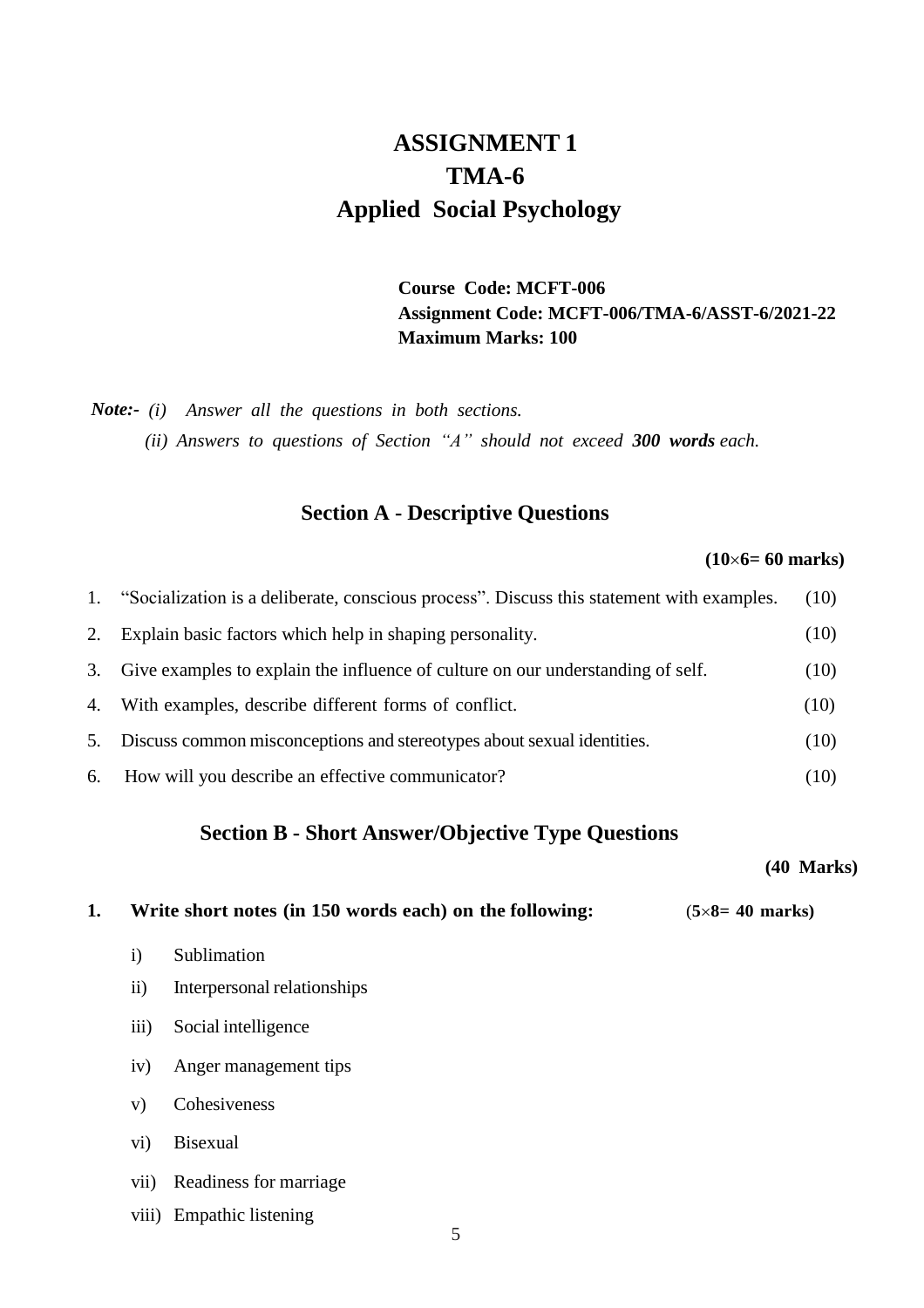# ASSIGNMENT 1
# TMA-6
# Applied Social Psychology

**Course Code: MCFT-006**
**Assignment Code: MCFT-006/TMA-6/ASST-6/2021-22**
**Maximum Marks: 100**

***Note:-*** *(i) Answer all the questions in both sections.*
*(ii) Answers to questions of Section "A" should not exceed **300 words** each.*

## Section A - Descriptive Questions

**(10×6= 60 marks)**

1. "Socialization is a deliberate, conscious process". Discuss this statement with examples. (10)
2. Explain basic factors which help in shaping personality. (10)
3. Give examples to explain the influence of culture on our understanding of self. (10)
4. With examples, describe different forms of conflict. (10)
5. Discuss common misconceptions and stereotypes about sexual identities. (10)
6. How will you describe an effective communicator? (10)

## Section B - Short Answer/Objective Type Questions

**(40 Marks)**

**1. Write short notes (in 150 words each) on the following:** **(5×8= 40 marks)**

i) Sublimation
ii) Interpersonal relationships
iii) Social intelligence
iv) Anger management tips
v) Cohesiveness
vi) Bisexual
vii) Readiness for marriage
viii) Empathic listening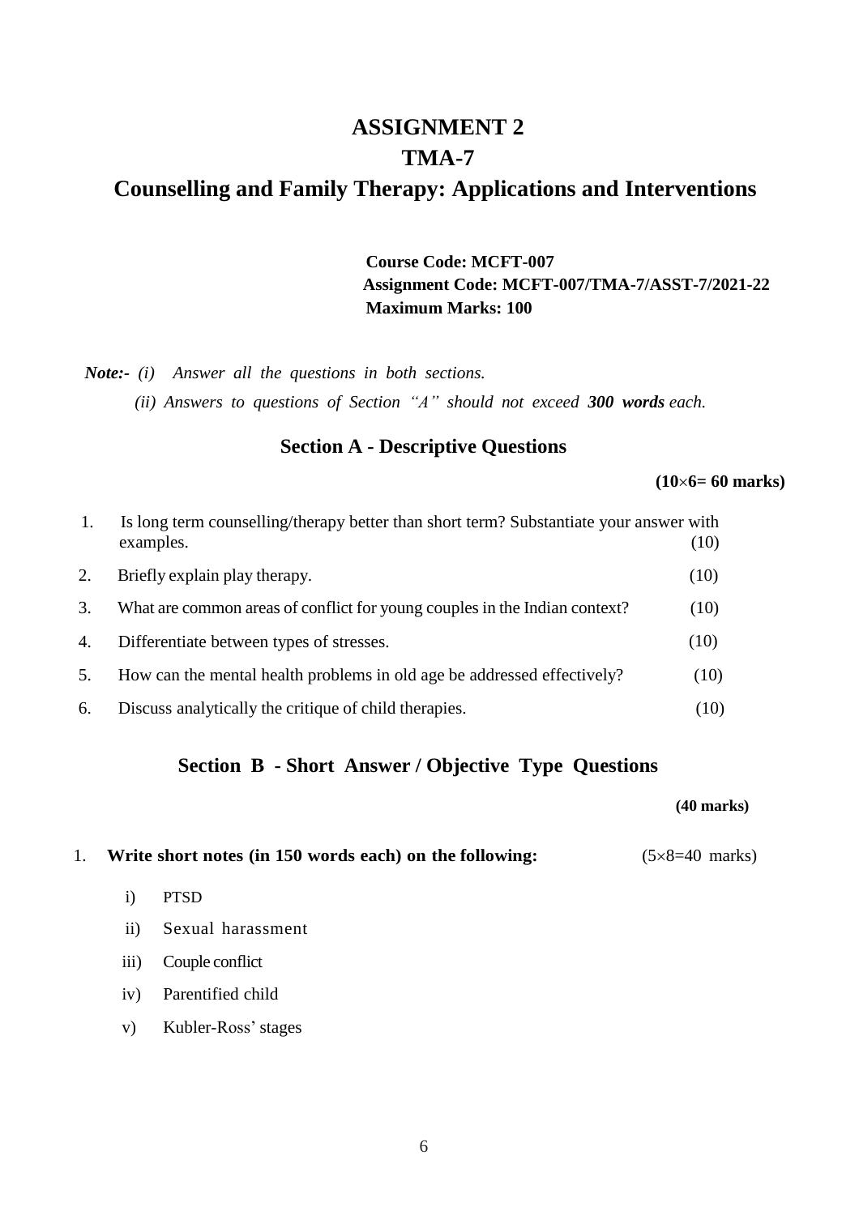# ASSIGNMENT 2

# TMA-7

# Counselling and Family Therapy: Applications and Interventions

**Course Code: MCFT-007**
**Assignment Code: MCFT-007/TMA-7/ASST-7/2021-22**
**Maximum Marks: 100**

***Note:-*** *(i) Answer all the questions in both sections.*
*(ii) Answers to questions of Section "A" should not exceed* ***300 words*** *each.*

## Section A - Descriptive Questions

**(10×6= 60 marks)**

1. Is long term counselling/therapy better than short term? Substantiate your answer with examples. (10)
2. Briefly explain play therapy. (10)
3. What are common areas of conflict for young couples in the Indian context? (10)
4. Differentiate between types of stresses. (10)
5. How can the mental health problems in old age be addressed effectively? (10)
6. Discuss analytically the critique of child therapies. (10)

## Section B - Short Answer / Objective Type Questions

**(40 marks)**

1. **Write short notes (in 150 words each) on the following:** (5×8=40 marks)

   i) PTSD

   ii) Sexual harassment

   iii) Couple conflict

   iv) Parentified child

   v) Kubler-Ross' stages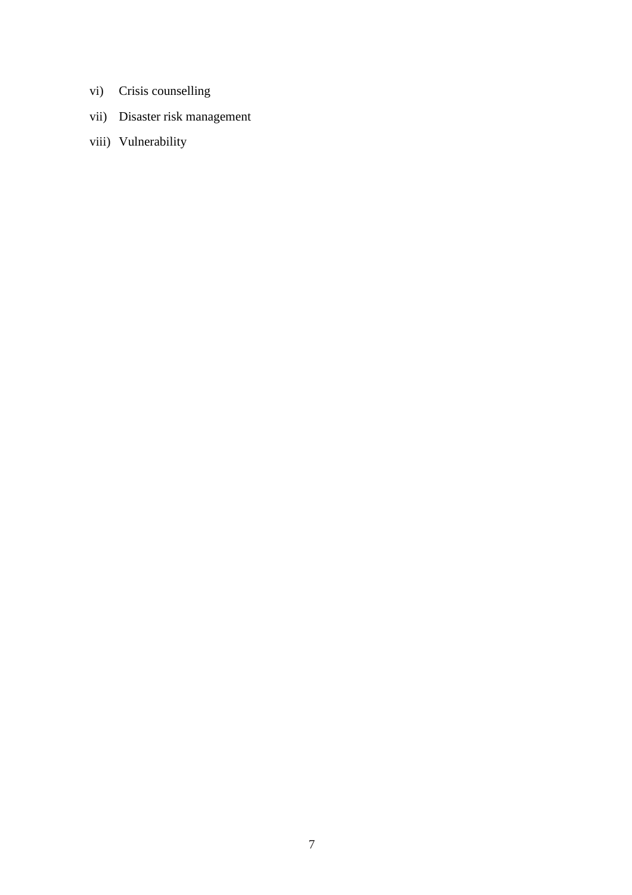vi) Crisis counselling

vii) Disaster risk management

viii) Vulnerability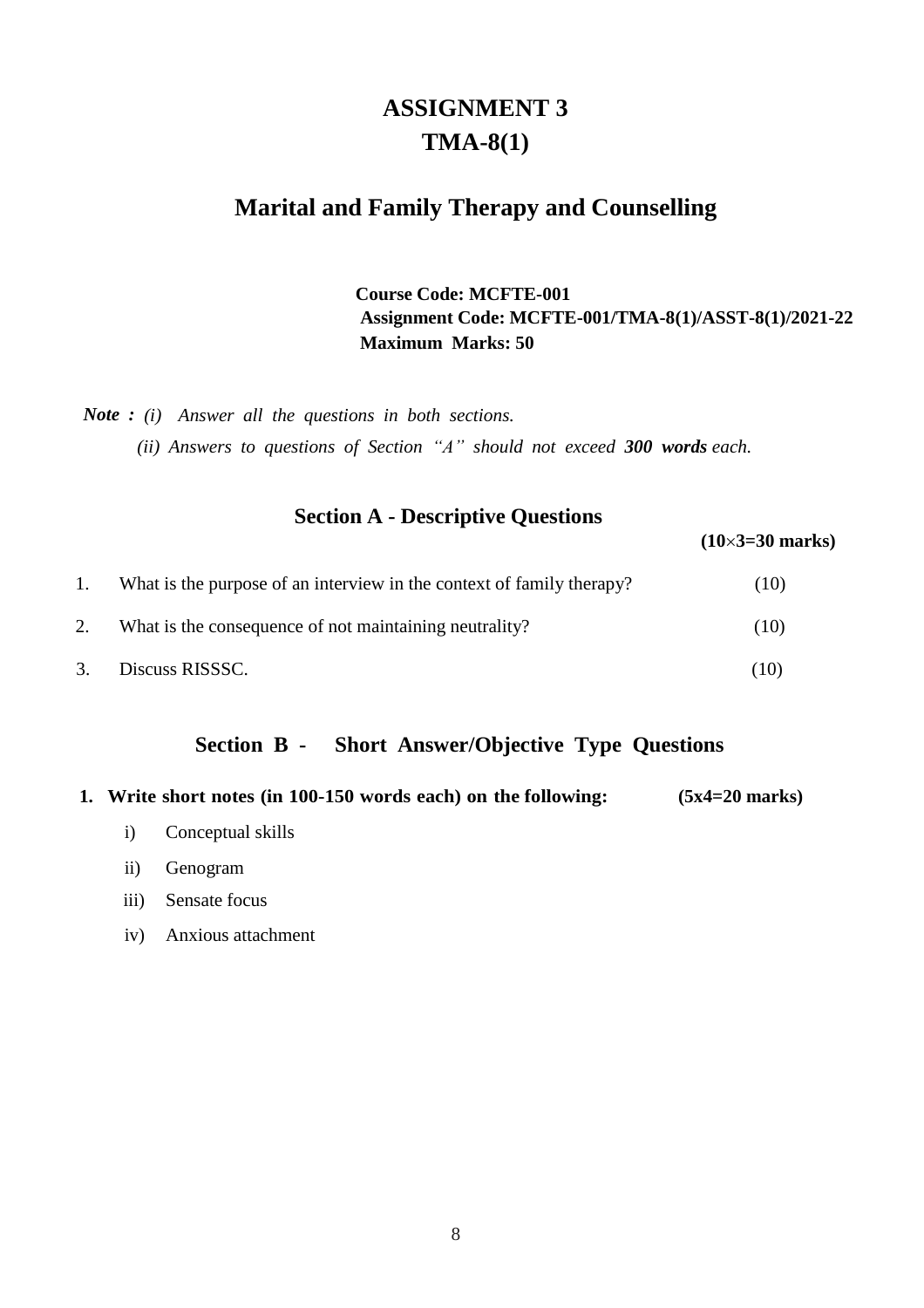# ASSIGNMENT 3

# TMA-8(1)

## Marital and Family Therapy and Counselling

**Course Code: MCFTE-001**
**Assignment Code: MCFTE-001/TMA-8(1)/ASST-8(1)/2021-22**
**Maximum Marks: 50**

***Note :*** *(i) Answer all the questions in both sections.*
*(ii) Answers to questions of Section "A" should not exceed **300 words** each.*

### Section A - Descriptive Questions

**(10×3=30 marks)**

1. What is the purpose of an interview in the context of family therapy? (10)
2. What is the consequence of not maintaining neutrality? (10)
3. Discuss RISSSC. (10)

### Section B - Short Answer/Objective Type Questions

**1. Write short notes (in 100-150 words each) on the following: (5x4=20 marks)**

i) Conceptual skills

ii) Genogram

iii) Sensate focus

iv) Anxious attachment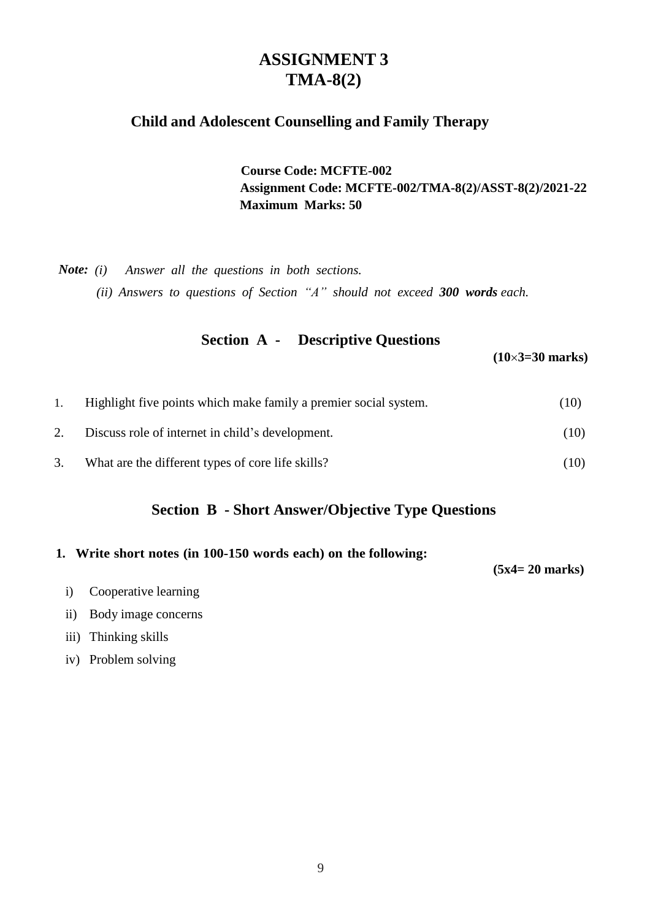# ASSIGNMENT 3
# TMA-8(2)

## Child and Adolescent Counselling and Family Therapy

**Course Code: MCFTE-002**
**Assignment Code: MCFTE-002/TMA-8(2)/ASST-8(2)/2021-22**
**Maximum Marks: 50**

***Note:*** *(i) Answer all the questions in both sections.*
*(ii) Answers to questions of Section "A" should not exceed **300 words** each.*

## Section A - Descriptive Questions

**(10×3=30 marks)**

1. Highlight five points which make family a premier social system. (10)
2. Discuss role of internet in child's development. (10)
3. What are the different types of core life skills? (10)

## Section B - Short Answer/Objective Type Questions

**1. Write short notes (in 100-150 words each) on the following:**

**(5x4= 20 marks)**

i) Cooperative learning
ii) Body image concerns
iii) Thinking skills
iv) Problem solving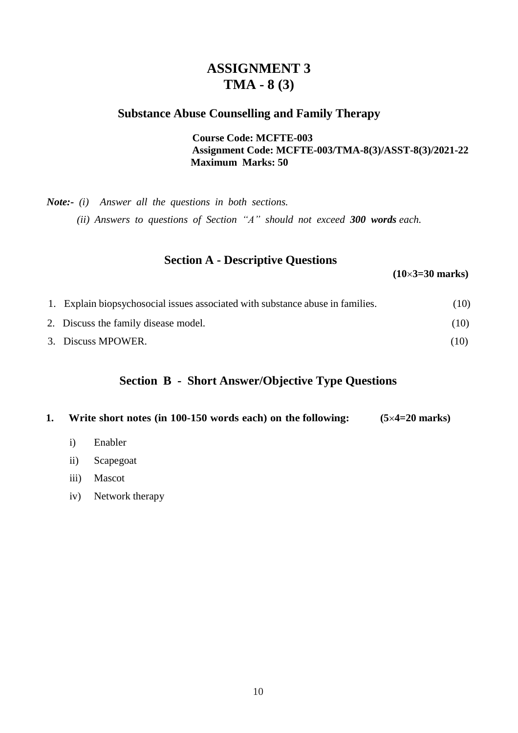# ASSIGNMENT 3
# TMA - 8 (3)

## Substance Abuse Counselling and Family Therapy

**Course Code: MCFTE-003**
**Assignment Code: MCFTE-003/TMA-8(3)/ASST-8(3)/2021-22**
**Maximum Marks: 50**

***Note:-*** *(i) Answer all the questions in both sections.*
*(ii) Answers to questions of Section "A" should not exceed **300 words** each.*

### Section A - Descriptive Questions

**(10×3=30 marks)**

1. Explain biopsychosocial issues associated with substance abuse in families. (10)
2. Discuss the family disease model. (10)
3. Discuss MPOWER. (10)

### Section B - Short Answer/Objective Type Questions

**1. Write short notes (in 100-150 words each) on the following: (5×4=20 marks)**

i) Enabler
ii) Scapegoat
iii) Mascot
iv) Network therapy